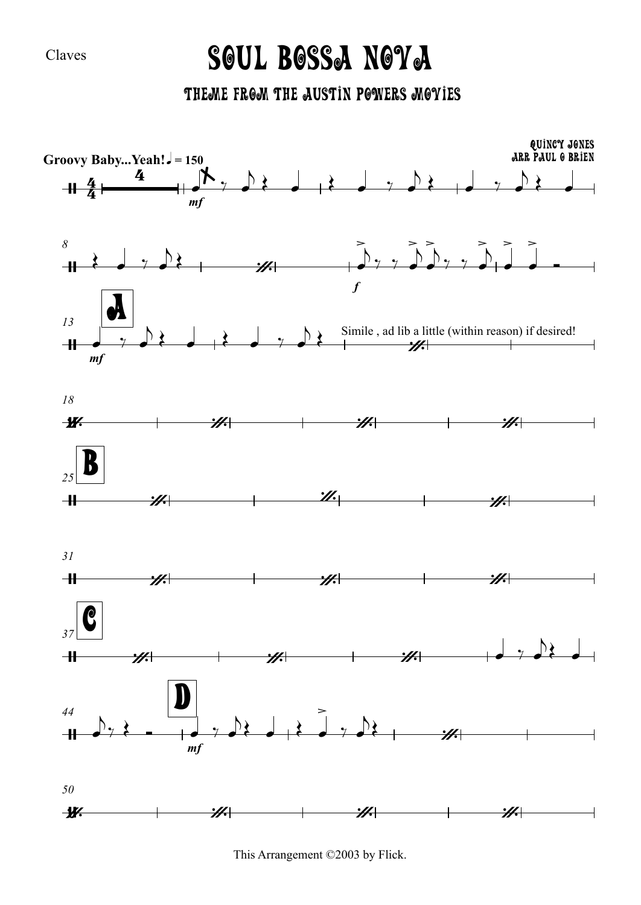Claves

# SOUL BOSSA NOVA

## THEME FROM THE AUSTIN POWERS MOVIES

QUINCY JONES
ARR PAUL O BRIEN

Groovy Baby...Yeah! ♩ = 150

*mf*

8

*f*

13

**A**

*mf*

Simile , ad lib a little (within reason) if desired!

18

25

**B**

31

37

**C**

44

**D**

*mf*

50

This Arrangement ©2003 by Flick.